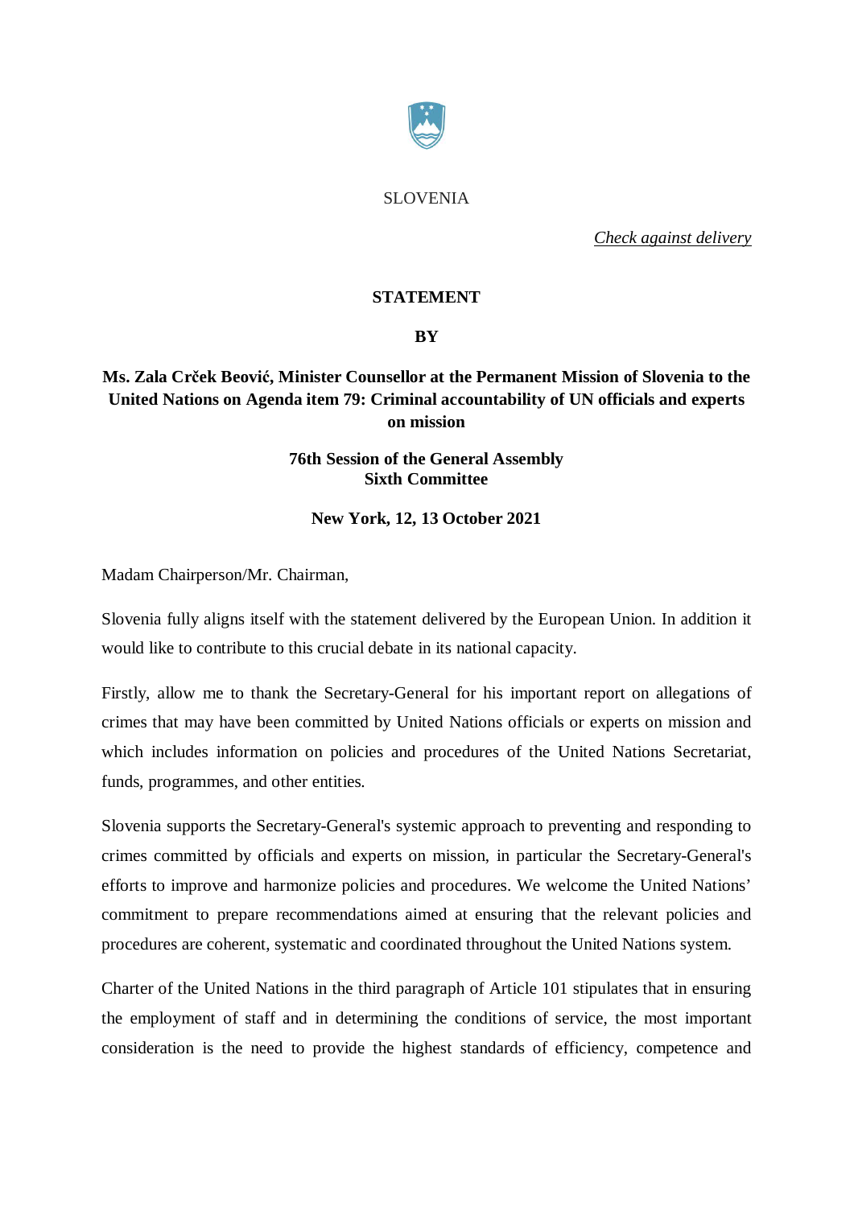SLOVENIA

*Check against delivery*

**STATEMENT**

**BY**

**Ms. Zala Crček Beović, Minister Counsellor at the Permanent Mission of Slovenia to the United Nations on Agenda item 79: Criminal accountability of UN officials and experts on mission**

**76th Session of the General Assembly**
**Sixth Committee**

**New York, 12, 13 October 2021**

Madam Chairperson/Mr. Chairman,

Slovenia fully aligns itself with the statement delivered by the European Union. In addition it would like to contribute to this crucial debate in its national capacity.

Firstly, allow me to thank the Secretary-General for his important report on allegations of crimes that may have been committed by United Nations officials or experts on mission and which includes information on policies and procedures of the United Nations Secretariat, funds, programmes, and other entities.

Slovenia supports the Secretary-General's systemic approach to preventing and responding to crimes committed by officials and experts on mission, in particular the Secretary-General's efforts to improve and harmonize policies and procedures. We welcome the United Nations' commitment to prepare recommendations aimed at ensuring that the relevant policies and procedures are coherent, systematic and coordinated throughout the United Nations system.

Charter of the United Nations in the third paragraph of Article 101 stipulates that in ensuring the employment of staff and in determining the conditions of service, the most important consideration is the need to provide the highest standards of efficiency, competence and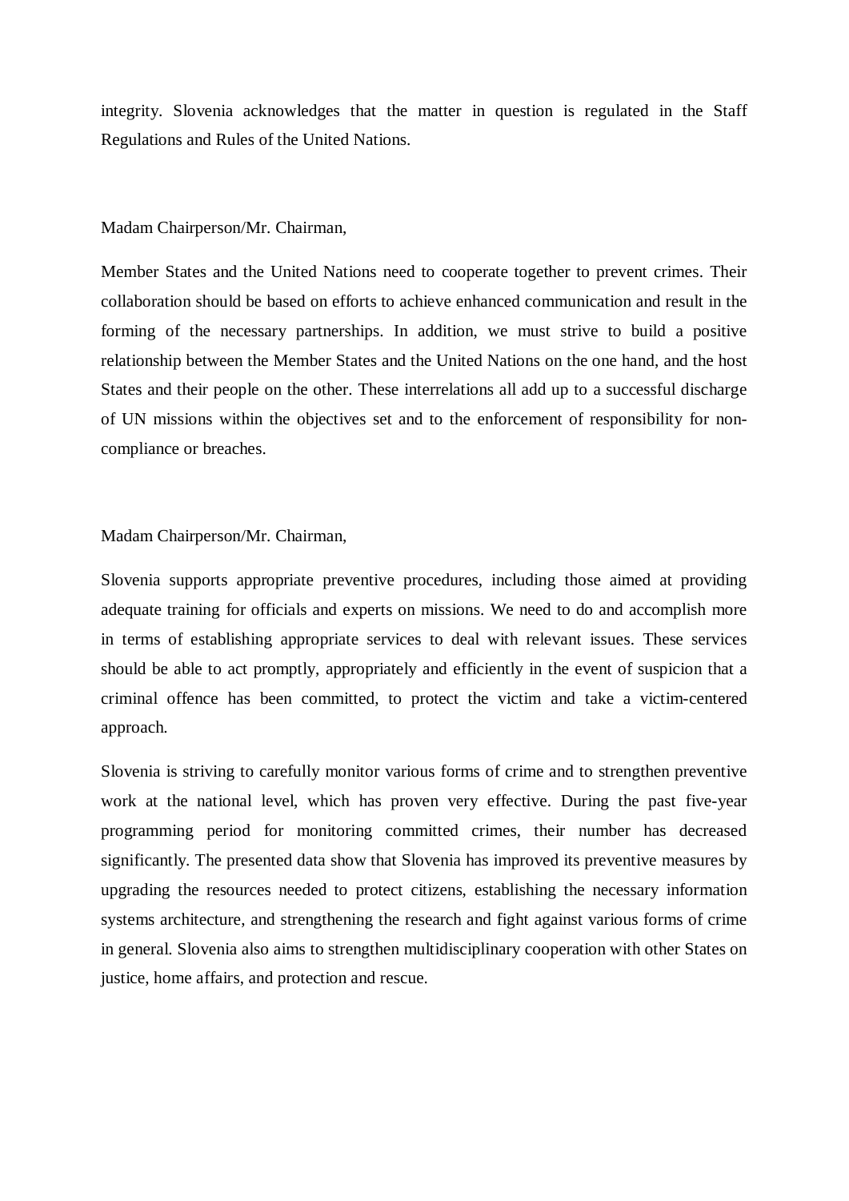integrity. Slovenia acknowledges that the matter in question is regulated in the Staff Regulations and Rules of the United Nations.

Madam Chairperson/Mr. Chairman,

Member States and the United Nations need to cooperate together to prevent crimes. Their collaboration should be based on efforts to achieve enhanced communication and result in the forming of the necessary partnerships. In addition, we must strive to build a positive relationship between the Member States and the United Nations on the one hand, and the host States and their people on the other. These interrelations all add up to a successful discharge of UN missions within the objectives set and to the enforcement of responsibility for non-compliance or breaches.

Madam Chairperson/Mr. Chairman,

Slovenia supports appropriate preventive procedures, including those aimed at providing adequate training for officials and experts on missions. We need to do and accomplish more in terms of establishing appropriate services to deal with relevant issues. These services should be able to act promptly, appropriately and efficiently in the event of suspicion that a criminal offence has been committed, to protect the victim and take a victim-centered approach.

Slovenia is striving to carefully monitor various forms of crime and to strengthen preventive work at the national level, which has proven very effective. During the past five-year programming period for monitoring committed crimes, their number has decreased significantly. The presented data show that Slovenia has improved its preventive measures by upgrading the resources needed to protect citizens, establishing the necessary information systems architecture, and strengthening the research and fight against various forms of crime in general. Slovenia also aims to strengthen multidisciplinary cooperation with other States on justice, home affairs, and protection and rescue.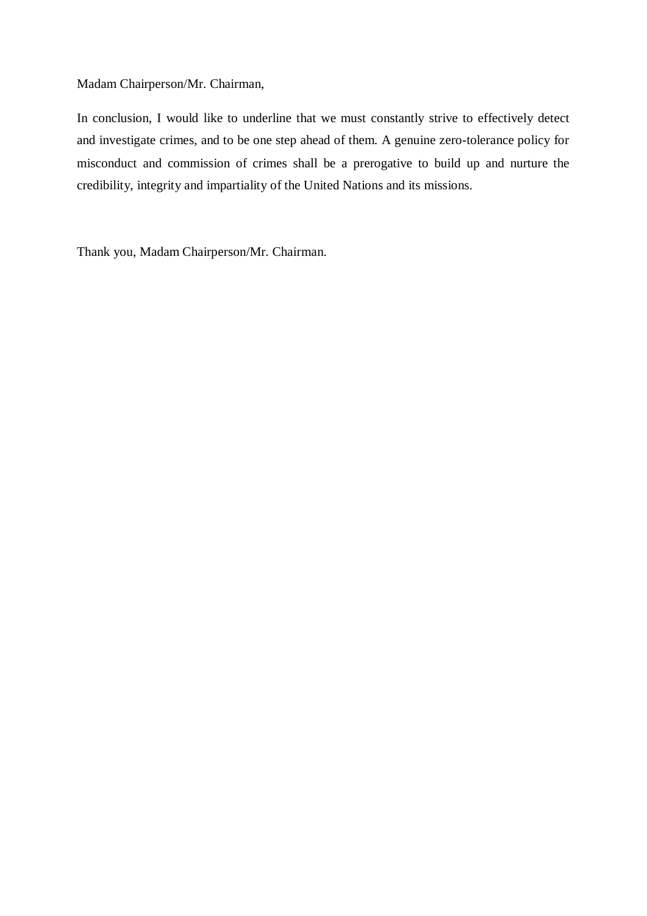Madam Chairperson/Mr. Chairman,

In conclusion, I would like to underline that we must constantly strive to effectively detect and investigate crimes, and to be one step ahead of them. A genuine zero-tolerance policy for misconduct and commission of crimes shall be a prerogative to build up and nurture the credibility, integrity and impartiality of the United Nations and its missions.

Thank you, Madam Chairperson/Mr. Chairman.